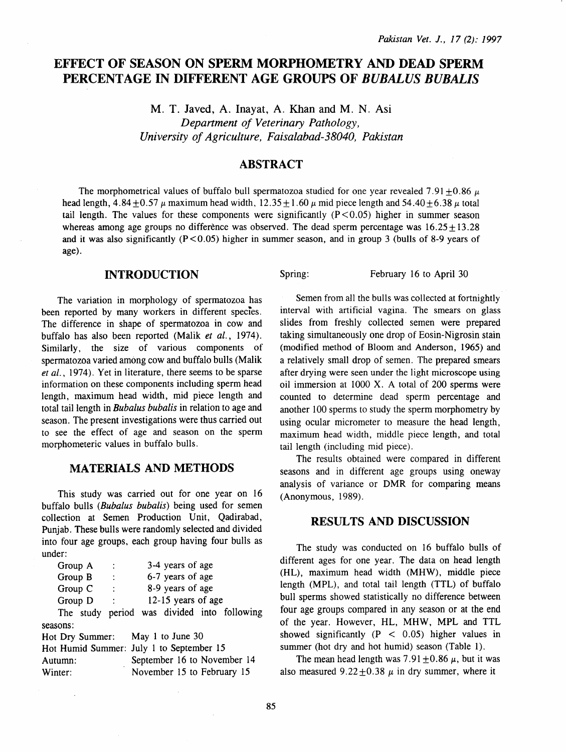# EFFECT OF SEASON ON SPERM MORPHOMETRY AND DEAD SPERM PERCENTAGE IN DIFFERENT AGE GROUPS OF *BUBALUS BUBALIS*

M. T. Javed, A. Inayat, A. Khan and M. N. Asi

*Department of Veterinary Pathology, University of Agriculture, Faisalabad-38040, Pakistan*

## ABSTRACT

The morphometrical values of buffalo bull spermatozoa studied for one year revealed $7.91 \pm 0.86\ \mu$ head length, $4.84 \pm 0.57\ \mu$ maximum head width, $12.35 \pm 1.60\ \mu$ mid piece length and $54.40 \pm 6.38\ \mu$ total tail length. The values for these components were significantly ($P < 0.05$) higher in summer season whereas among age groups no difference was observed. The dead sperm percentage was $16.25 \pm 13.28$ and it was also significantly ($P < 0.05$) higher in summer season, and in group 3 (bulls of 8-9 years of age).

## INTRODUCTION

The variation in morphology of spermatozoa has been reported by many workers in different species. The difference in shape of spermatozoa in cow and buffalo has also been reported (Malik *et al.*, 1974). Similarly, the size of various components of spermatozoa varied among cow and buffalo bulls (Malik *et al.*, 1974). Yet in literature, there seems to be sparse information on these components including sperm head length, maximum head width, mid piece length and total tail length in *Bubalus bubalis* in relation to age and season. The present investigations were thus carried out to see the effect of age and season on the sperm morphometeric values in buffalo bulls.

## MATERIALS AND METHODS

This study was carried out for one year on 16 buffalo bulls (*Bubalus bubalis*) being used for semen collection at Semen Production Unit, Qadirabad, Punjab. These bulls were randomly selected and divided into four age groups, each group having four bulls as under:

| | | |
|---|---|---|
| Group A | : | 3-4 years of age |
| Group B | : | 6-7 years of age |
| Group C | : | 8-9 years of age |
| Group D | : | 12-15 years of age |

The study period was divided into following seasons:

| | |
|---|---|
| Hot Dry Summer: | May 1 to June 30 |
| Hot Humid Summer: | July 1 to September 15 |
| Autumn: | September 16 to November 14 |
| Winter: | November 15 to February 15 |
| Spring: | February 16 to April 30 |

Semen from all the bulls was collected at fortnightly interval with artificial vagina. The smears on glass slides from freshly collected semen were prepared taking simultaneously one drop of Eosin-Nigrosin stain (modified method of Bloom and Anderson, 1965) and a relatively small drop of semen. The prepared smears after drying were seen under the light microscope using oil immersion at 1000 X. A total of 200 sperms were counted to determine dead sperm percentage and another 100 sperms to study the sperm morphometry by using ocular micrometer to measure the head length, maximum head width, middle piece length, and total tail length (including mid piece).

The results obtained were compared in different seasons and in different age groups using oneway analysis of variance or DMR for comparing means (Anonymous, 1989).

## RESULTS AND DISCUSSION

The study was conducted on 16 buffalo bulls of different ages for one year. The data on head length (HL), maximum head width (MHW), middle piece length (MPL), and total tail length (TTL) of buffalo bull sperms showed statistically no difference between four age groups compared in any season or at the end of the year. However, HL, MHW, MPL and TTL showed significantly ($P < 0.05$) higher values in summer (hot dry and hot humid) season (Table 1).

The mean head length was $7.91 \pm 0.86\ \mu$, but it was also measured $9.22 \pm 0.38\ \mu$ in dry summer, where it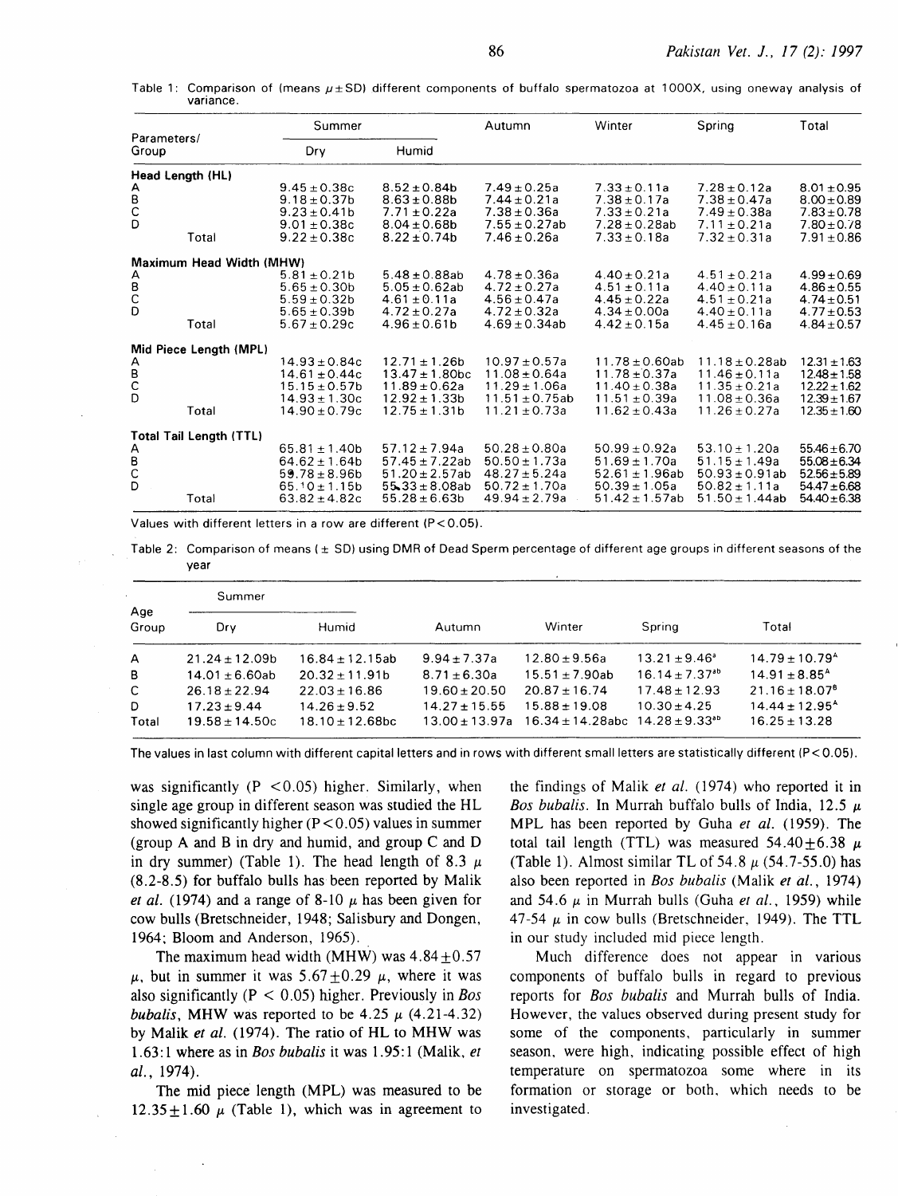Table 1: Comparison of (means $\mu \pm$SD) different components of buffalo spermatozoa at 1000X, using oneway analysis of variance.

| Parameters/ Group | Summer | | Autumn | Winter | Spring | Total |
|---|---|---|---|---|---|---|
| | Dry | Humid | | | | |
| **Head Length (HL)** | | | | | | |
| A | 9.45±0.38c | 8.52±0.84b | 7.49±0.25a | 7.33±0.11a | 7.28±0.12a | 8.01±0.95 |
| B | 9.18±0.37b | 8.63±0.88b | 7.44±0.21a | 7.38±0.17a | 7.38±0.47a | 8.00±0.89 |
| C | 9.23±0.41b | 7.71±0.22a | 7.38±0.36a | 7.33±0.21a | 7.49±0.38a | 7.83±0.78 |
| D | 9.01±0.38c | 8.04±0.68b | 7.55±0.27ab | 7.28±0.28ab | 7.11±0.21a | 7.80±0.78 |
| Total | 9.22±0.38c | 8.22±0.74b | 7.46±0.26a | 7.33±0.18a | 7.32±0.31a | 7.91±0.86 |
| **Maximum Head Width (MHW)** | | | | | | |
| A | 5.81±0.21b | 5.48±0.88ab | 4.78±0.36a | 4.40±0.21a | 4.51±0.21a | 4.99±0.69 |
| B | 5.65±0.30b | 5.05±0.62ab | 4.72±0.27a | 4.51±0.11a | 4.40±0.11a | 4.86±0.55 |
| C | 5.59±0.32b | 4.61±0.11a | 4.56±0.47a | 4.45±0.22a | 4.51±0.21a | 4.74±0.51 |
| D | 5.65±0.39b | 4.72±0.27a | 4.72±0.32a | 4.34±0.00a | 4.40±0.11a | 4.77±0.53 |
| Total | 5.67±0.29c | 4.96±0.61b | 4.69±0.34ab | 4.42±0.15a | 4.45±0.16a | 4.84±0.57 |
| **Mid Piece Length (MPL)** | | | | | | |
| A | 14.93±0.84c | 12.71±1.26b | 10.97±0.57a | 11.78±0.60ab | 11.18±0.28ab | 12.31±1.63 |
| B | 14.61±0.44c | 13.47±1.80bc | 11.08±0.64a | 11.78±0.37a | 11.46±0.11a | 12.48±1.58 |
| C | 15.15±0.57b | 11.89±0.62a | 11.29±1.06a | 11.40±0.38a | 11.35±0.21a | 12.22±1.62 |
| D | 14.93±1.30c | 12.92±1.33b | 11.51±0.75ab | 11.51±0.39a | 11.08±0.36a | 12.39±1.67 |
| Total | 14.90±0.79c | 12.75±1.31b | 11.21±0.73a | 11.62±0.43a | 11.26±0.27a | 12.35±1.60 |
| **Total Tail Length (TTL)** | | | | | | |
| A | 65.81±1.40b | 57.12±7.94a | 50.28±0.80a | 50.99±0.92a | 53.10±1.20a | 55.46±6.70 |
| B | 64.62±1.64b | 57.45±7.22ab | 50.50±1.73a | 51.69±1.70a | 51.15±1.49a | 55.08±6.34 |
| C | 59.78±8.96b | 51.20±2.57ab | 48.27±5.24a | 52.61±1.96ab | 50.93±0.91ab | 52.56±5.89 |
| D | 65.10±1.15b | 55.33±8.08ab | 50.72±1.70a | 50.39±1.05a | 50.82±1.11a | 54.47±6.68 |
| Total | 63.82±4.82c | 55.28±6.63b | 49.94±2.79a | 51.42±1.57ab | 51.50±1.44ab | 54.40±6.38 |

Values with different letters in a row are different ($P<0.05$).

Table 2: Comparison of means (± SD) using DMR of Dead Sperm percentage of different age groups in different seasons of the year

| Age Group | Summer | | Autumn | Winter | Spring | Total |
|---|---|---|---|---|---|---|
| | Dry | Humid | | | | |
| A | 21.24±12.09b | 16.84±12.15ab | 9.94±7.37a | 12.80±9.56a | 13.21±9.46[a] | 14.79±10.79[A] |
| B | 14.01±6.60ab | 20.32±11.91b | 8.71±6.30a | 15.51±7.90ab | 16.14±7.37[ab] | 14.91±8.85[A] |
| C | 26.18±22.94 | 22.03±16.86 | 19.60±20.50 | 20.87±16.74 | 17.48±12.93 | 21.16±18.07[B] |
| D | 17.23±9.44 | 14.26±9.52 | 14.27±15.55 | 15.88±19.08 | 10.30±4.25 | 14.44±12.95[A] |
| Total | 19.58±14.50c | 18.10±12.68bc | 13.00±13.97a | 16.34±14.28abc | 14.28±9.33[ab] | 16.25±13.28 |

The values in last column with different capital letters and in rows with different small letters are statistically different ($P<0.05$).

was significantly ($P<0.05$) higher. Similarly, when single age group in different season was studied the HL showed significantly higher ($P<0.05$) values in summer (group A and B in dry and humid, and group C and D in dry summer) (Table 1). The head length of 8.3 $\mu$ (8.2-8.5) for buffalo bulls has been reported by Malik *et al.* (1974) and a range of 8-10 $\mu$ has been given for cow bulls (Bretschneider, 1948; Salisbury and Dongen, 1964; Bloom and Anderson, 1965).

The maximum head width (MHW) was $4.84 \pm 0.57$ $\mu$, but in summer it was $5.67 \pm 0.29$ $\mu$, where it was also significantly ($P<0.05$) higher. Previously in *Bos bubalis*, MHW was reported to be 4.25 $\mu$ (4.21-4.32) by Malik *et al.* (1974). The ratio of HL to MHW was 1.63:1 where as in *Bos bubalis* it was 1.95:1 (Malik, *et al.*, 1974).

The mid piece length (MPL) was measured to be $12.35 \pm 1.60$ $\mu$ (Table 1), which was in agreement to the findings of Malik *et al.* (1974) who reported it in *Bos bubalis*. In Murrah buffalo bulls of India, 12.5 $\mu$ MPL has been reported by Guha *et al.* (1959). The total tail length (TTL) was measured $54.40 \pm 6.38$ $\mu$ (Table 1). Almost similar TL of 54.8 $\mu$ (54.7-55.0) has also been reported in *Bos bubalis* (Malik *et al.*, 1974) and 54.6 $\mu$ in Murrah bulls (Guha *et al.*, 1959) while 47-54 $\mu$ in cow bulls (Bretschneider, 1949). The TTL in our study included mid piece length.

Much difference does not appear in various components of buffalo bulls in regard to previous reports for *Bos bubalis* and Murrah bulls of India. However, the values observed during present study for some of the components, particularly in summer season, were high, indicating possible effect of high temperature on spermatozoa some where in its formation or storage or both, which needs to be investigated.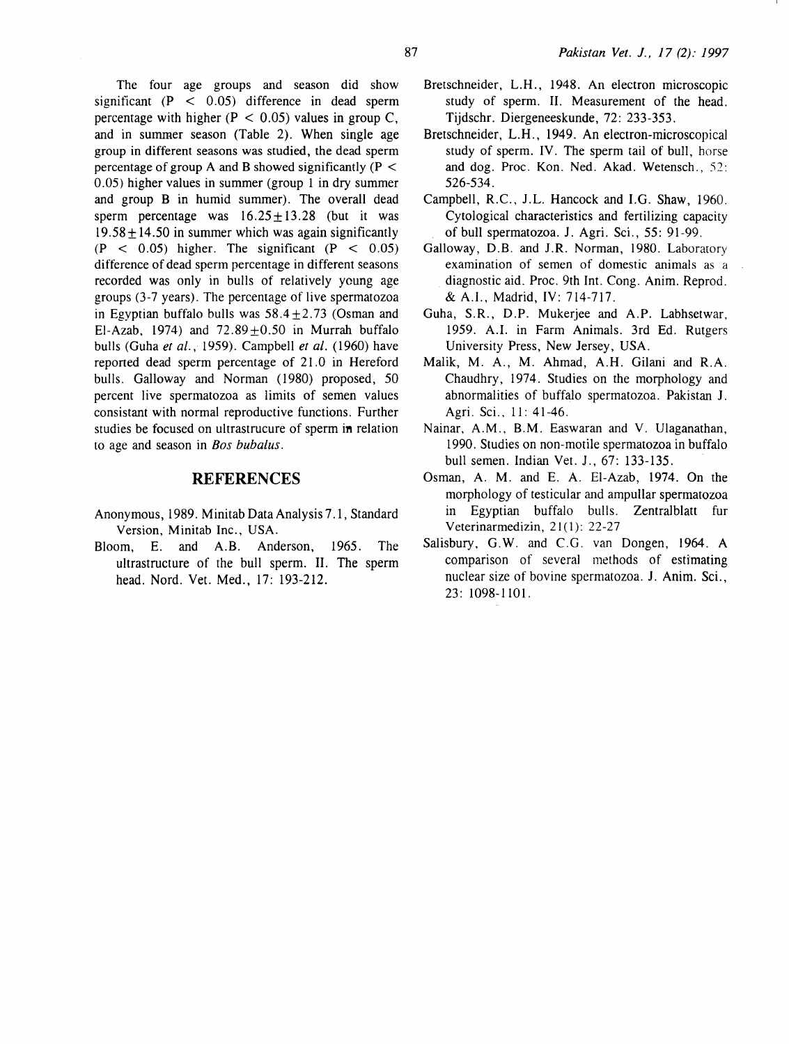The four age groups and season did show significant ($P < 0.05$) difference in dead sperm percentage with higher ($P < 0.05$) values in group C, and in summer season (Table 2). When single age group in different seasons was studied, the dead sperm percentage of group A and B showed significantly ($P < 0.05$) higher values in summer (group 1 in dry summer and group B in humid summer). The overall dead sperm percentage was $16.25 \pm 13.28$ (but it was $19.58 \pm 14.50$ in summer which was again significantly ($P < 0.05$) higher. The significant ($P < 0.05$) difference of dead sperm percentage in different seasons recorded was only in bulls of relatively young age groups (3-7 years). The percentage of live spermatozoa in Egyptian buffalo bulls was $58.4 \pm 2.73$ (Osman and El-Azab, 1974) and $72.89 \pm 0.50$ in Murrah buffalo bulls (Guha *et al.*, 1959). Campbell *et al.* (1960) have reported dead sperm percentage of 21.0 in Hereford bulls. Galloway and Norman (1980) proposed, 50 percent live spermatozoa as limits of semen values consistant with normal reproductive functions. Further studies be focused on ultrastrucure of sperm in relation to age and season in *Bos bubalus*.

## REFERENCES

Anonymous, 1989. Minitab Data Analysis 7.1, Standard Version, Minitab Inc., USA.

Bloom, E. and A.B. Anderson, 1965. The ultrastructure of the bull sperm. II. The sperm head. Nord. Vet. Med., 17: 193-212.

Bretschneider, L.H., 1948. An electron microscopic study of sperm. II. Measurement of the head. Tijdschr. Diergeneeskunde, 72: 233-353.

Bretschneider, L.H., 1949. An electron-microscopical study of sperm. IV. The sperm tail of bull, horse and dog. Proc. Kon. Ned. Akad. Wetensch., 52: 526-534.

Campbell, R.C., J.L. Hancock and I.G. Shaw, 1960. Cytological characteristics and fertilizing capacity of bull spermatozoa. J. Agri. Sci., 55: 91-99.

Galloway, D.B. and J.R. Norman, 1980. Laboratory examination of semen of domestic animals as a diagnostic aid. Proc. 9th Int. Cong. Anim. Reprod. & A.I., Madrid, IV: 714-717.

Guha, S.R., D.P. Mukerjee and A.P. Labhsetwar, 1959. A.I. in Farm Animals. 3rd Ed. Rutgers University Press, New Jersey, USA.

Malik, M. A., M. Ahmad, A.H. Gilani and R.A. Chaudhry, 1974. Studies on the morphology and abnormalities of buffalo spermatozoa. Pakistan J. Agri. Sci., 11: 41-46.

Nainar, A.M., B.M. Easwaran and V. Ulaganathan, 1990. Studies on non-motile spermatozoa in buffalo bull semen. Indian Vet. J., 67: 133-135.

Osman, A. M. and E. A. El-Azab, 1974. On the morphology of testicular and ampullar spermatozoa in Egyptian buffalo bulls. Zentralblatt fur Veterinarmedizin, 21(1): 22-27

Salisbury, G.W. and C.G. van Dongen, 1964. A comparison of several methods of estimating nuclear size of bovine spermatozoa. J. Anim. Sci., 23: 1098-1101.